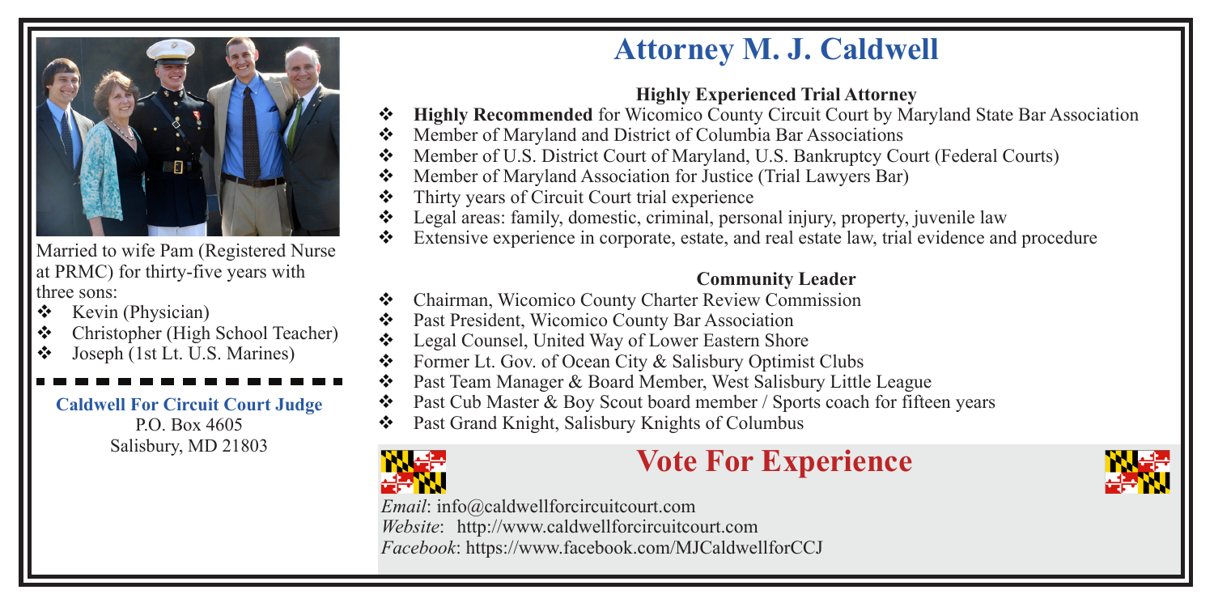Married to wife Pam (Registered Nurse at PRMC) for thirty-five years with three sons:

- Kevin (Physician)
- Christopher (High School Teacher)
- Joseph (1st Lt. U.S. Marines)

**Caldwell For Circuit Court Judge**
P.O. Box 4605
Salisbury, MD 21803

# Attorney M. J. Caldwell

### Highly Experienced Trial Attorney

- **Highly Recommended** for Wicomico County Circuit Court by Maryland State Bar Association
- Member of Maryland and District of Columbia Bar Associations
- Member of U.S. District Court of Maryland, U.S. Bankruptcy Court (Federal Courts)
- Member of Maryland Association for Justice (Trial Lawyers Bar)
- Thirty years of Circuit Court trial experience
- Legal areas: family, domestic, criminal, personal injury, property, juvenile law
- Extensive experience in corporate, estate, and real estate law, trial evidence and procedure

### Community Leader

- Chairman, Wicomico County Charter Review Commission
- Past President, Wicomico County Bar Association
- Legal Counsel, United Way of Lower Eastern Shore
- Former Lt. Gov. of Ocean City & Salisbury Optimist Clubs
- Past Team Manager & Board Member, West Salisbury Little League
- Past Cub Master & Boy Scout board member / Sports coach for fifteen years
- Past Grand Knight, Salisbury Knights of Columbus

## Vote For Experience

*Email*: info@caldwellforcircuitcourt.com
*Website*: http://www.caldwellforcircuitcourt.com
*Facebook*: https://www.facebook.com/MJCaldwellforCCJ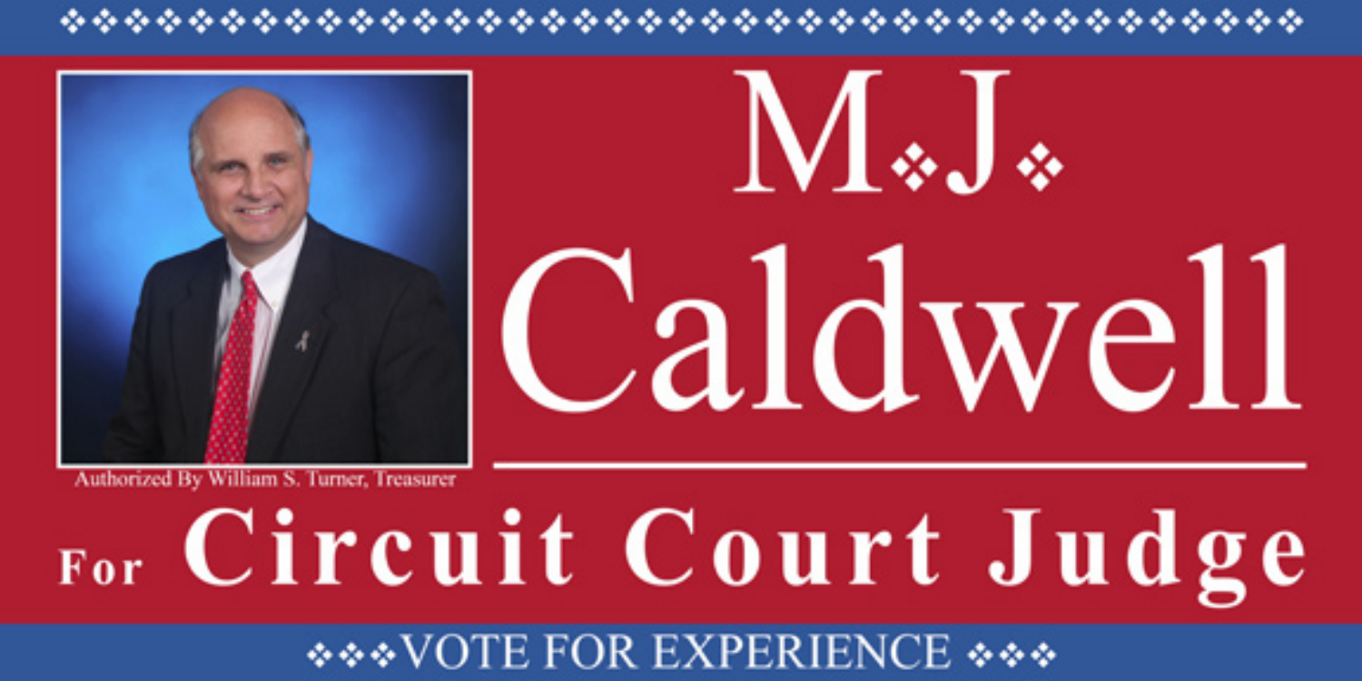# M.J. Caldwell

Authorized By William S. Turner, Treasurer

## For Circuit Court Judge

VOTE FOR EXPERIENCE